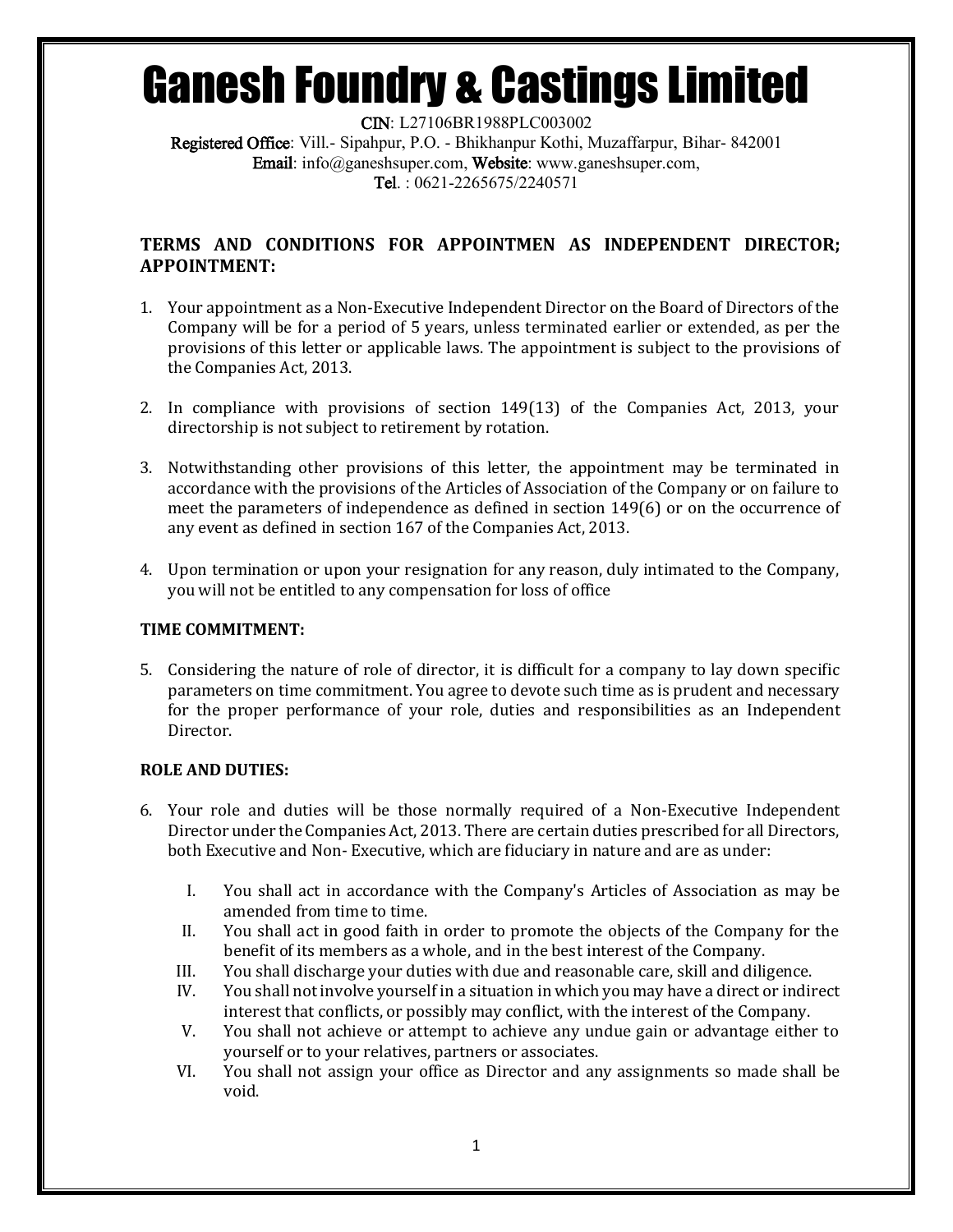# Ganesh Foundry & Castings Limited

**CIN**: L27106BR1988PLC003002
**Registered Office**: Vill.- Sipahpur, P.O. - Bhikhanpur Kothi, Muzaffarpur, Bihar- 842001
**Email**: info@ganeshsuper.com, **Website**: www.ganeshsuper.com,
**Tel**. : 0621-2265675/2240571

## TERMS AND CONDITIONS FOR APPOINTMEN AS INDEPENDENT DIRECTOR; APPOINTMENT:

1. Your appointment as a Non-Executive Independent Director on the Board of Directors of the Company will be for a period of 5 years, unless terminated earlier or extended, as per the provisions of this letter or applicable laws. The appointment is subject to the provisions of the Companies Act, 2013.

2. In compliance with provisions of section 149(13) of the Companies Act, 2013, your directorship is not subject to retirement by rotation.

3. Notwithstanding other provisions of this letter, the appointment may be terminated in accordance with the provisions of the Articles of Association of the Company or on failure to meet the parameters of independence as defined in section 149(6) or on the occurrence of any event as defined in section 167 of the Companies Act, 2013.

4. Upon termination or upon your resignation for any reason, duly intimated to the Company, you will not be entitled to any compensation for loss of office

**TIME COMMITMENT:**

5. Considering the nature of role of director, it is difficult for a company to lay down specific parameters on time commitment. You agree to devote such time as is prudent and necessary for the proper performance of your role, duties and responsibilities as an Independent Director.

**ROLE AND DUTIES:**

6. Your role and duties will be those normally required of a Non-Executive Independent Director under the Companies Act, 2013. There are certain duties prescribed for all Directors, both Executive and Non- Executive, which are fiduciary in nature and are as under:

   I. You shall act in accordance with the Company's Articles of Association as may be amended from time to time.
   II. You shall act in good faith in order to promote the objects of the Company for the benefit of its members as a whole, and in the best interest of the Company.
   III. You shall discharge your duties with due and reasonable care, skill and diligence.
   IV. You shall not involve yourself in a situation in which you may have a direct or indirect interest that conflicts, or possibly may conflict, with the interest of the Company.
   V. You shall not achieve or attempt to achieve any undue gain or advantage either to yourself or to your relatives, partners or associates.
   VI. You shall not assign your office as Director and any assignments so made shall be void.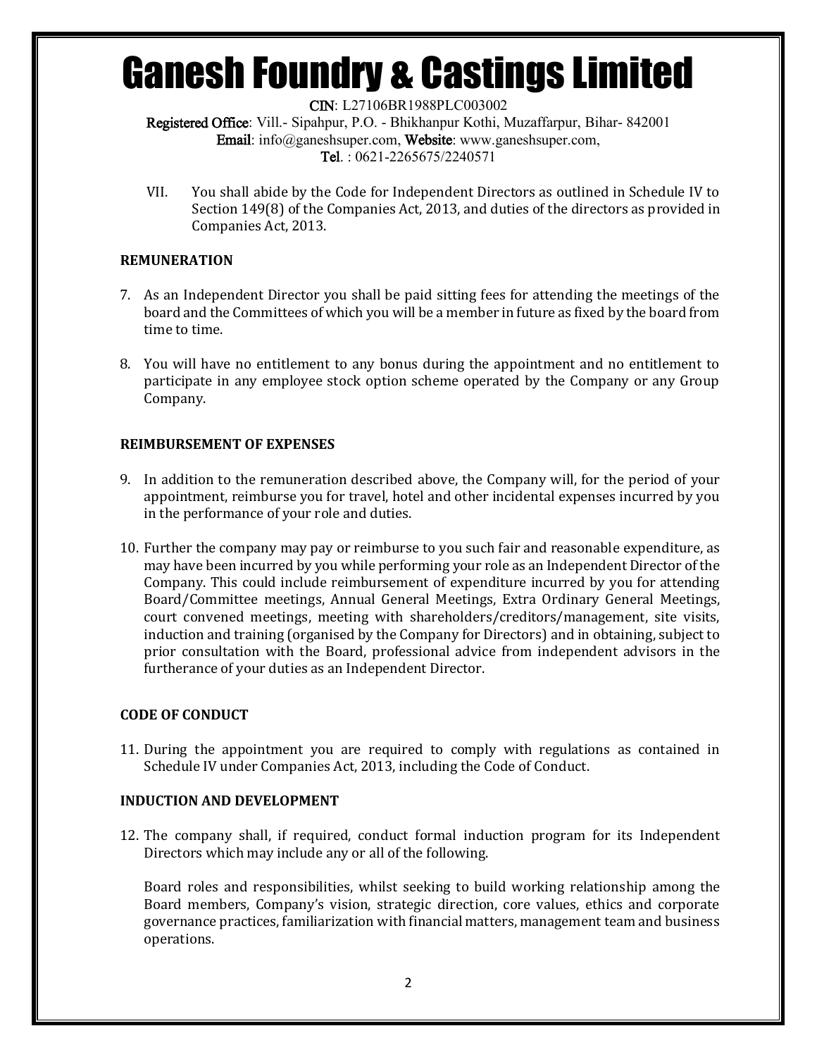# Ganesh Foundry & Castings Limited

**CIN**: L27106BR1988PLC003002
**Registered Office**: Vill.- Sipahpur, P.O. - Bhikhanpur Kothi, Muzaffarpur, Bihar- 842001
**Email**: info@ganeshsuper.com, **Website**: www.ganeshsuper.com,
**Tel**. : 0621-2265675/2240571

VII. You shall abide by the Code for Independent Directors as outlined in Schedule IV to Section 149(8) of the Companies Act, 2013, and duties of the directors as provided in Companies Act, 2013.

**REMUNERATION**

7. As an Independent Director you shall be paid sitting fees for attending the meetings of the board and the Committees of which you will be a member in future as fixed by the board from time to time.

8. You will have no entitlement to any bonus during the appointment and no entitlement to participate in any employee stock option scheme operated by the Company or any Group Company.

**REIMBURSEMENT OF EXPENSES**

9. In addition to the remuneration described above, the Company will, for the period of your appointment, reimburse you for travel, hotel and other incidental expenses incurred by you in the performance of your role and duties.

10. Further the company may pay or reimburse to you such fair and reasonable expenditure, as may have been incurred by you while performing your role as an Independent Director of the Company. This could include reimbursement of expenditure incurred by you for attending Board/Committee meetings, Annual General Meetings, Extra Ordinary General Meetings, court convened meetings, meeting with shareholders/creditors/management, site visits, induction and training (organised by the Company for Directors) and in obtaining, subject to prior consultation with the Board, professional advice from independent advisors in the furtherance of your duties as an Independent Director.

**CODE OF CONDUCT**

11. During the appointment you are required to comply with regulations as contained in Schedule IV under Companies Act, 2013, including the Code of Conduct.

**INDUCTION AND DEVELOPMENT**

12. The company shall, if required, conduct formal induction program for its Independent Directors which may include any or all of the following.

    Board roles and responsibilities, whilst seeking to build working relationship among the Board members, Company's vision, strategic direction, core values, ethics and corporate governance practices, familiarization with financial matters, management team and business operations.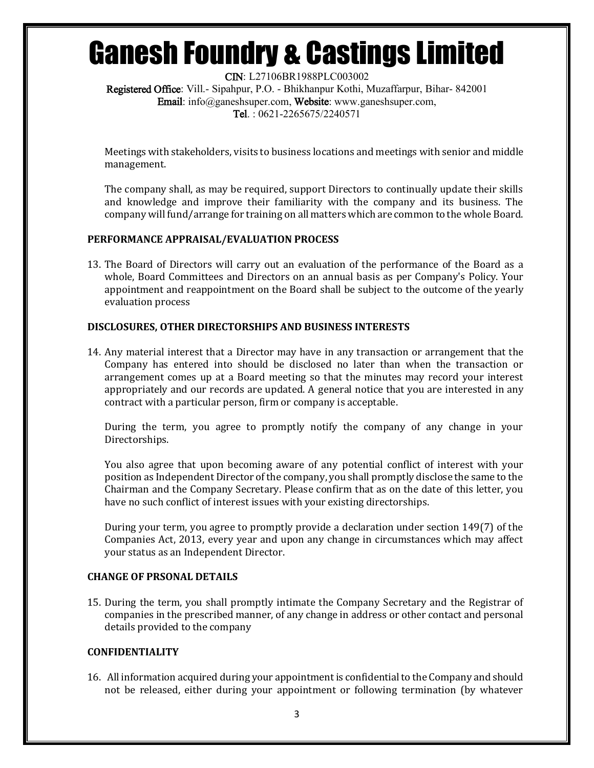Meetings with stakeholders, visits to business locations and meetings with senior and middle management.

The company shall, as may be required, support Directors to continually update their skills and knowledge and improve their familiarity with the company and its business. The company will fund/arrange for training on all matters which are common to the whole Board.

**PERFORMANCE APPRAISAL/EVALUATION PROCESS**

13. The Board of Directors will carry out an evaluation of the performance of the Board as a whole, Board Committees and Directors on an annual basis as per Company's Policy. Your appointment and reappointment on the Board shall be subject to the outcome of the yearly evaluation process

**DISCLOSURES, OTHER DIRECTORSHIPS AND BUSINESS INTERESTS**

14. Any material interest that a Director may have in any transaction or arrangement that the Company has entered into should be disclosed no later than when the transaction or arrangement comes up at a Board meeting so that the minutes may record your interest appropriately and our records are updated. A general notice that you are interested in any contract with a particular person, firm or company is acceptable.

    During the term, you agree to promptly notify the company of any change in your Directorships.

    You also agree that upon becoming aware of any potential conflict of interest with your position as Independent Director of the company, you shall promptly disclose the same to the Chairman and the Company Secretary. Please confirm that as on the date of this letter, you have no such conflict of interest issues with your existing directorships.

    During your term, you agree to promptly provide a declaration under section 149(7) of the Companies Act, 2013, every year and upon any change in circumstances which may affect your status as an Independent Director.

**CHANGE OF PRSONAL DETAILS**

15. During the term, you shall promptly intimate the Company Secretary and the Registrar of companies in the prescribed manner, of any change in address or other contact and personal details provided to the company

**CONFIDENTIALITY**

16. All information acquired during your appointment is confidential to the Company and should not be released, either during your appointment or following termination (by whatever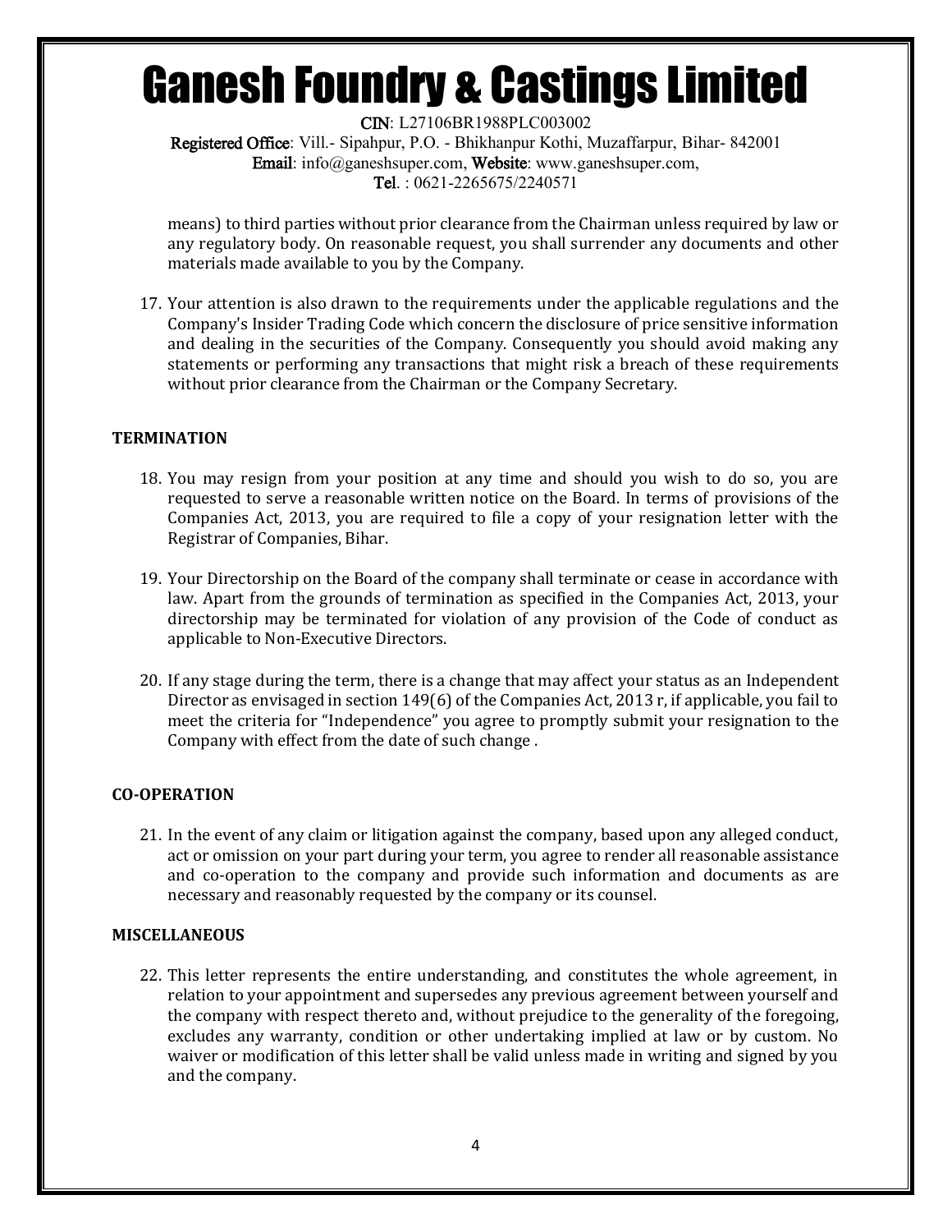means) to third parties without prior clearance from the Chairman unless required by law or any regulatory body. On reasonable request, you shall surrender any documents and other materials made available to you by the Company.

17. Your attention is also drawn to the requirements under the applicable regulations and the Company's Insider Trading Code which concern the disclosure of price sensitive information and dealing in the securities of the Company. Consequently you should avoid making any statements or performing any transactions that might risk a breach of these requirements without prior clearance from the Chairman or the Company Secretary.

**TERMINATION**

18. You may resign from your position at any time and should you wish to do so, you are requested to serve a reasonable written notice on the Board. In terms of provisions of the Companies Act, 2013, you are required to file a copy of your resignation letter with the Registrar of Companies, Bihar.

19. Your Directorship on the Board of the company shall terminate or cease in accordance with law. Apart from the grounds of termination as specified in the Companies Act, 2013, your directorship may be terminated for violation of any provision of the Code of conduct as applicable to Non-Executive Directors.

20. If any stage during the term, there is a change that may affect your status as an Independent Director as envisaged in section 149(6) of the Companies Act, 2013 r, if applicable, you fail to meet the criteria for "Independence" you agree to promptly submit your resignation to the Company with effect from the date of such change .

**CO-OPERATION**

21. In the event of any claim or litigation against the company, based upon any alleged conduct, act or omission on your part during your term, you agree to render all reasonable assistance and co-operation to the company and provide such information and documents as are necessary and reasonably requested by the company or its counsel.

**MISCELLANEOUS**

22. This letter represents the entire understanding, and constitutes the whole agreement, in relation to your appointment and supersedes any previous agreement between yourself and the company with respect thereto and, without prejudice to the generality of the foregoing, excludes any warranty, condition or other undertaking implied at law or by custom. No waiver or modification of this letter shall be valid unless made in writing and signed by you and the company.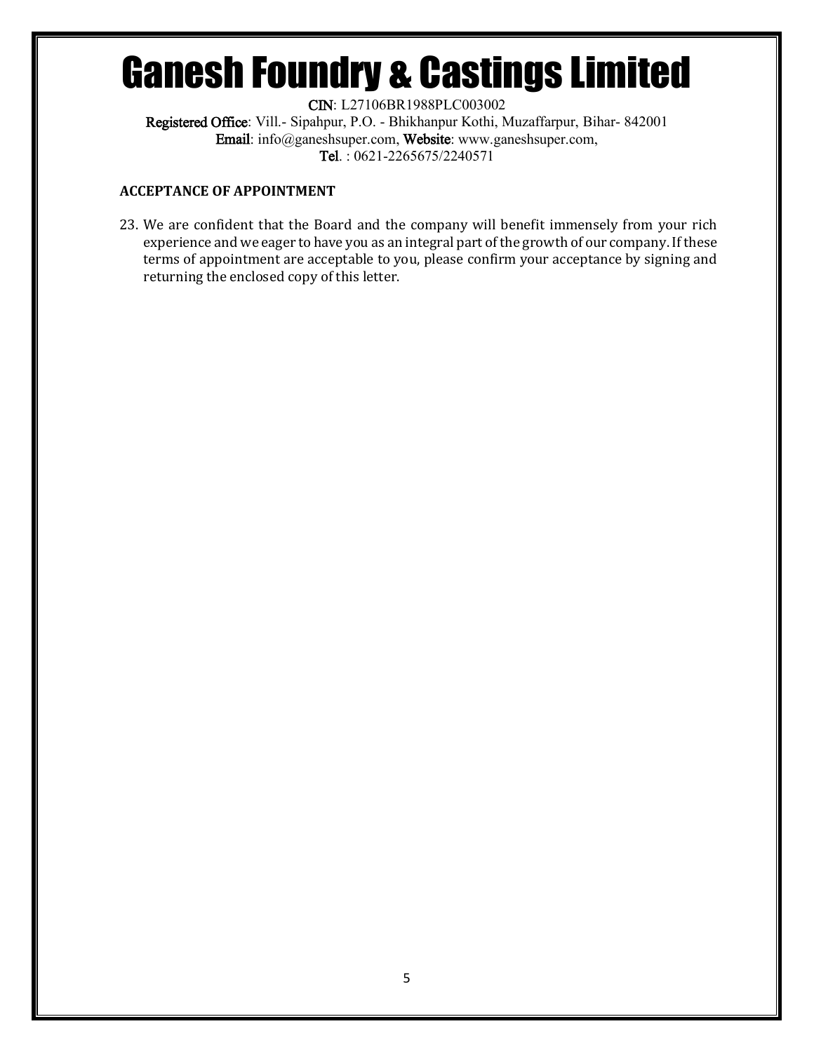# Ganesh Foundry & Castings Limited

**CIN**: L27106BR1988PLC003002
**Registered Office**: Vill.- Sipahpur, P.O. - Bhikhanpur Kothi, Muzaffarpur, Bihar- 842001
**Email**: info@ganeshsuper.com, **Website**: www.ganeshsuper.com,
**Tel**. : 0621-2265675/2240571

**ACCEPTANCE OF APPOINTMENT**

23. We are confident that the Board and the company will benefit immensely from your rich experience and we eager to have you as an integral part of the growth of our company. If these terms of appointment are acceptable to you, please confirm your acceptance by signing and returning the enclosed copy of this letter.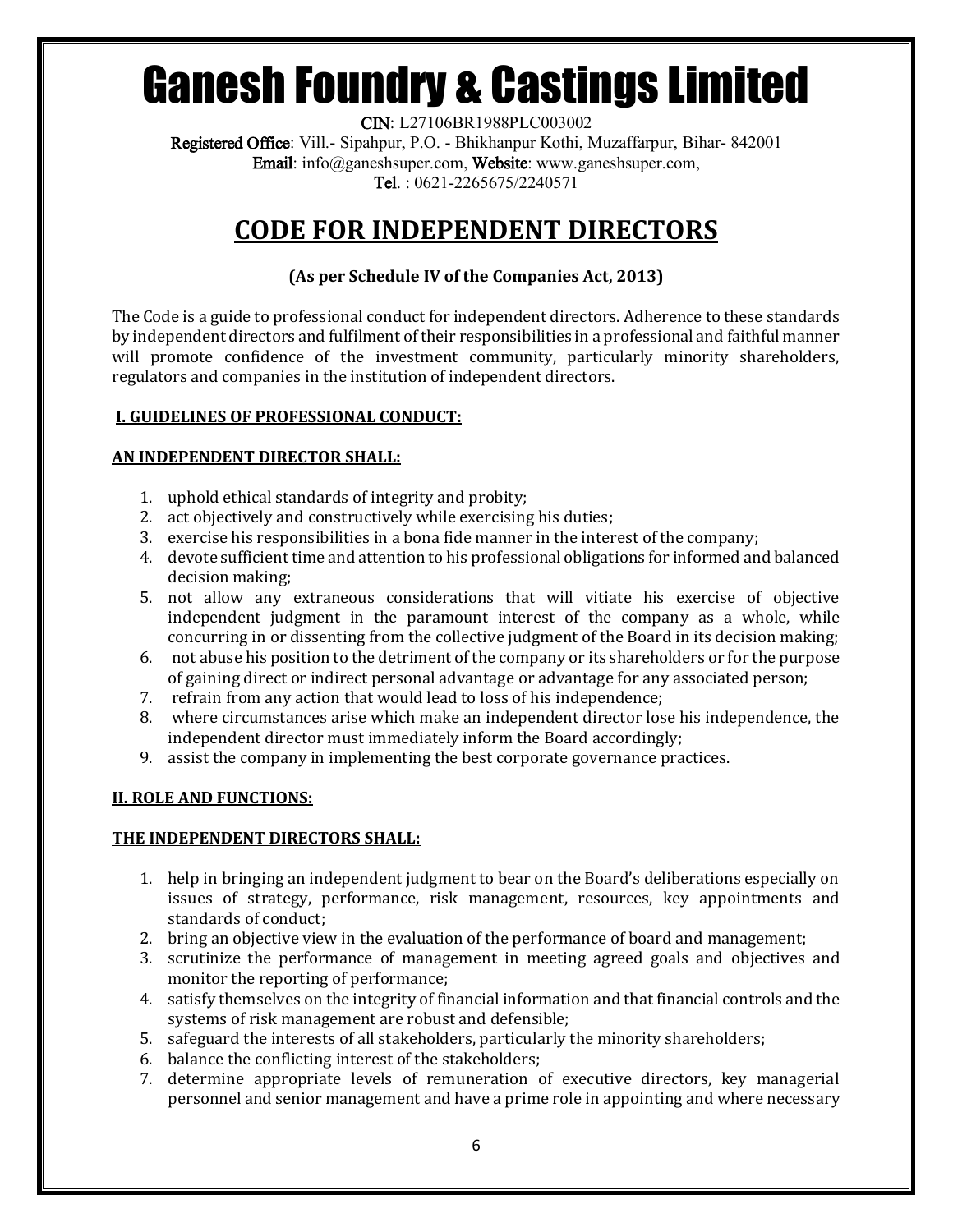# Ganesh Foundry & Castings Limited

**CIN**: L27106BR1988PLC003002
**Registered Office**: Vill.- Sipahpur, P.O. - Bhikhanpur Kothi, Muzaffarpur, Bihar- 842001
**Email**: info@ganeshsuper.com, **Website**: www.ganeshsuper.com,
**Tel**. : 0621-2265675/2240571

## CODE FOR INDEPENDENT DIRECTORS

**(As per Schedule IV of the Companies Act, 2013)**

The Code is a guide to professional conduct for independent directors. Adherence to these standards by independent directors and fulfilment of their responsibilities in a professional and faithful manner will promote confidence of the investment community, particularly minority shareholders, regulators and companies in the institution of independent directors.

### I. GUIDELINES OF PROFESSIONAL CONDUCT:

**AN INDEPENDENT DIRECTOR SHALL:**

1. uphold ethical standards of integrity and probity;
2. act objectively and constructively while exercising his duties;
3. exercise his responsibilities in a bona fide manner in the interest of the company;
4. devote sufficient time and attention to his professional obligations for informed and balanced decision making;
5. not allow any extraneous considerations that will vitiate his exercise of objective independent judgment in the paramount interest of the company as a whole, while concurring in or dissenting from the collective judgment of the Board in its decision making;
6. not abuse his position to the detriment of the company or its shareholders or for the purpose of gaining direct or indirect personal advantage or advantage for any associated person;
7. refrain from any action that would lead to loss of his independence;
8. where circumstances arise which make an independent director lose his independence, the independent director must immediately inform the Board accordingly;
9. assist the company in implementing the best corporate governance practices.

### II. ROLE AND FUNCTIONS:

**THE INDEPENDENT DIRECTORS SHALL:**

1. help in bringing an independent judgment to bear on the Board's deliberations especially on issues of strategy, performance, risk management, resources, key appointments and standards of conduct;
2. bring an objective view in the evaluation of the performance of board and management;
3. scrutinize the performance of management in meeting agreed goals and objectives and monitor the reporting of performance;
4. satisfy themselves on the integrity of financial information and that financial controls and the systems of risk management are robust and defensible;
5. safeguard the interests of all stakeholders, particularly the minority shareholders;
6. balance the conflicting interest of the stakeholders;
7. determine appropriate levels of remuneration of executive directors, key managerial personnel and senior management and have a prime role in appointing and where necessary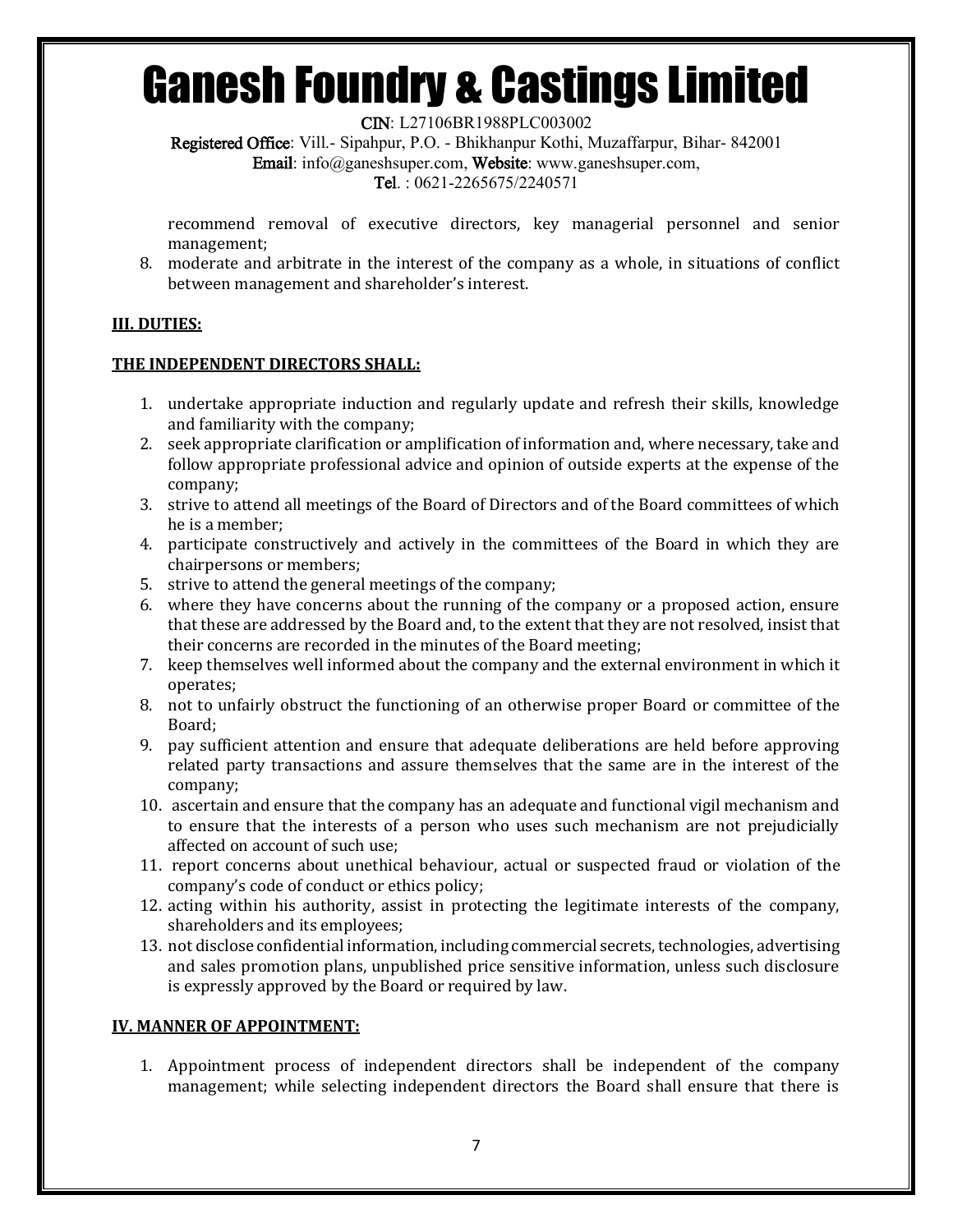recommend removal of executive directors, key managerial personnel and senior management;

8. moderate and arbitrate in the interest of the company as a whole, in situations of conflict between management and shareholder's interest.

**III. DUTIES:**

**THE INDEPENDENT DIRECTORS SHALL:**

1. undertake appropriate induction and regularly update and refresh their skills, knowledge and familiarity with the company;
2. seek appropriate clarification or amplification of information and, where necessary, take and follow appropriate professional advice and opinion of outside experts at the expense of the company;
3. strive to attend all meetings of the Board of Directors and of the Board committees of which he is a member;
4. participate constructively and actively in the committees of the Board in which they are chairpersons or members;
5. strive to attend the general meetings of the company;
6. where they have concerns about the running of the company or a proposed action, ensure that these are addressed by the Board and, to the extent that they are not resolved, insist that their concerns are recorded in the minutes of the Board meeting;
7. keep themselves well informed about the company and the external environment in which it operates;
8. not to unfairly obstruct the functioning of an otherwise proper Board or committee of the Board;
9. pay sufficient attention and ensure that adequate deliberations are held before approving related party transactions and assure themselves that the same are in the interest of the company;
10. ascertain and ensure that the company has an adequate and functional vigil mechanism and to ensure that the interests of a person who uses such mechanism are not prejudicially affected on account of such use;
11. report concerns about unethical behaviour, actual or suspected fraud or violation of the company's code of conduct or ethics policy;
12. acting within his authority, assist in protecting the legitimate interests of the company, shareholders and its employees;
13. not disclose confidential information, including commercial secrets, technologies, advertising and sales promotion plans, unpublished price sensitive information, unless such disclosure is expressly approved by the Board or required by law.

**IV. MANNER OF APPOINTMENT:**

1. Appointment process of independent directors shall be independent of the company management; while selecting independent directors the Board shall ensure that there is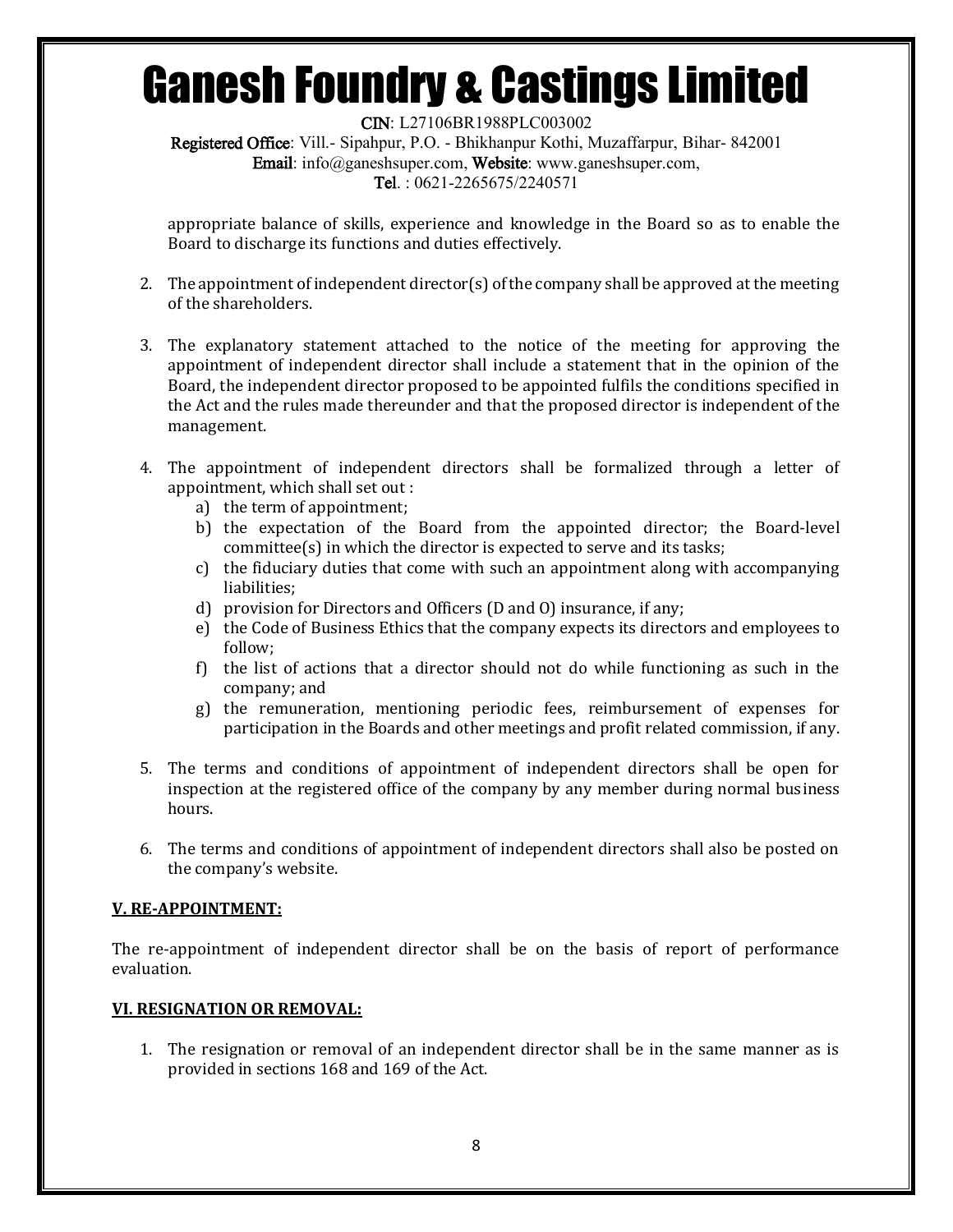appropriate balance of skills, experience and knowledge in the Board so as to enable the Board to discharge its functions and duties effectively.

2. The appointment of independent director(s) of the company shall be approved at the meeting of the shareholders.

3. The explanatory statement attached to the notice of the meeting for approving the appointment of independent director shall include a statement that in the opinion of the Board, the independent director proposed to be appointed fulfils the conditions specified in the Act and the rules made thereunder and that the proposed director is independent of the management.

4. The appointment of independent directors shall be formalized through a letter of appointment, which shall set out :
   a) the term of appointment;
   b) the expectation of the Board from the appointed director; the Board-level committee(s) in which the director is expected to serve and its tasks;
   c) the fiduciary duties that come with such an appointment along with accompanying liabilities;
   d) provision for Directors and Officers (D and O) insurance, if any;
   e) the Code of Business Ethics that the company expects its directors and employees to follow;
   f) the list of actions that a director should not do while functioning as such in the company; and
   g) the remuneration, mentioning periodic fees, reimbursement of expenses for participation in the Boards and other meetings and profit related commission, if any.

5. The terms and conditions of appointment of independent directors shall be open for inspection at the registered office of the company by any member during normal business hours.

6. The terms and conditions of appointment of independent directors shall also be posted on the company's website.

**V. RE-APPOINTMENT:**

The re-appointment of independent director shall be on the basis of report of performance evaluation.

**VI. RESIGNATION OR REMOVAL:**

1. The resignation or removal of an independent director shall be in the same manner as is provided in sections 168 and 169 of the Act.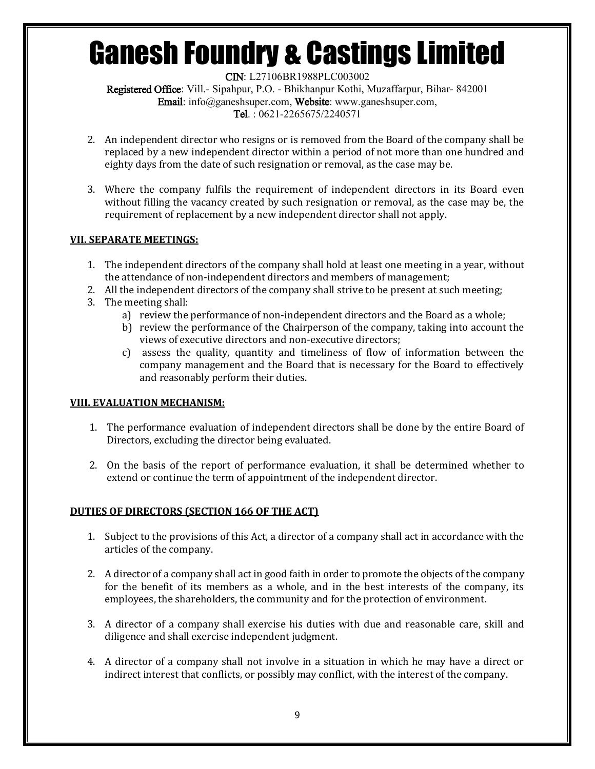2. An independent director who resigns or is removed from the Board of the company shall be replaced by a new independent director within a period of not more than one hundred and eighty days from the date of such resignation or removal, as the case may be.

3. Where the company fulfils the requirement of independent directors in its Board even without filling the vacancy created by such resignation or removal, as the case may be, the requirement of replacement by a new independent director shall not apply.

**VII. SEPARATE MEETINGS:**

1. The independent directors of the company shall hold at least one meeting in a year, without the attendance of non-independent directors and members of management;
2. All the independent directors of the company shall strive to be present at such meeting;
3. The meeting shall:
   a) review the performance of non-independent directors and the Board as a whole;
   b) review the performance of the Chairperson of the company, taking into account the views of executive directors and non-executive directors;
   c) assess the quality, quantity and timeliness of flow of information between the company management and the Board that is necessary for the Board to effectively and reasonably perform their duties.

**VIII. EVALUATION MECHANISM:**

1. The performance evaluation of independent directors shall be done by the entire Board of Directors, excluding the director being evaluated.

2. On the basis of the report of performance evaluation, it shall be determined whether to extend or continue the term of appointment of the independent director.

**DUTIES OF DIRECTORS (SECTION 166 OF THE ACT)**

1. Subject to the provisions of this Act, a director of a company shall act in accordance with the articles of the company.

2. A director of a company shall act in good faith in order to promote the objects of the company for the benefit of its members as a whole, and in the best interests of the company, its employees, the shareholders, the community and for the protection of environment.

3. A director of a company shall exercise his duties with due and reasonable care, skill and diligence and shall exercise independent judgment.

4. A director of a company shall not involve in a situation in which he may have a direct or indirect interest that conflicts, or possibly may conflict, with the interest of the company.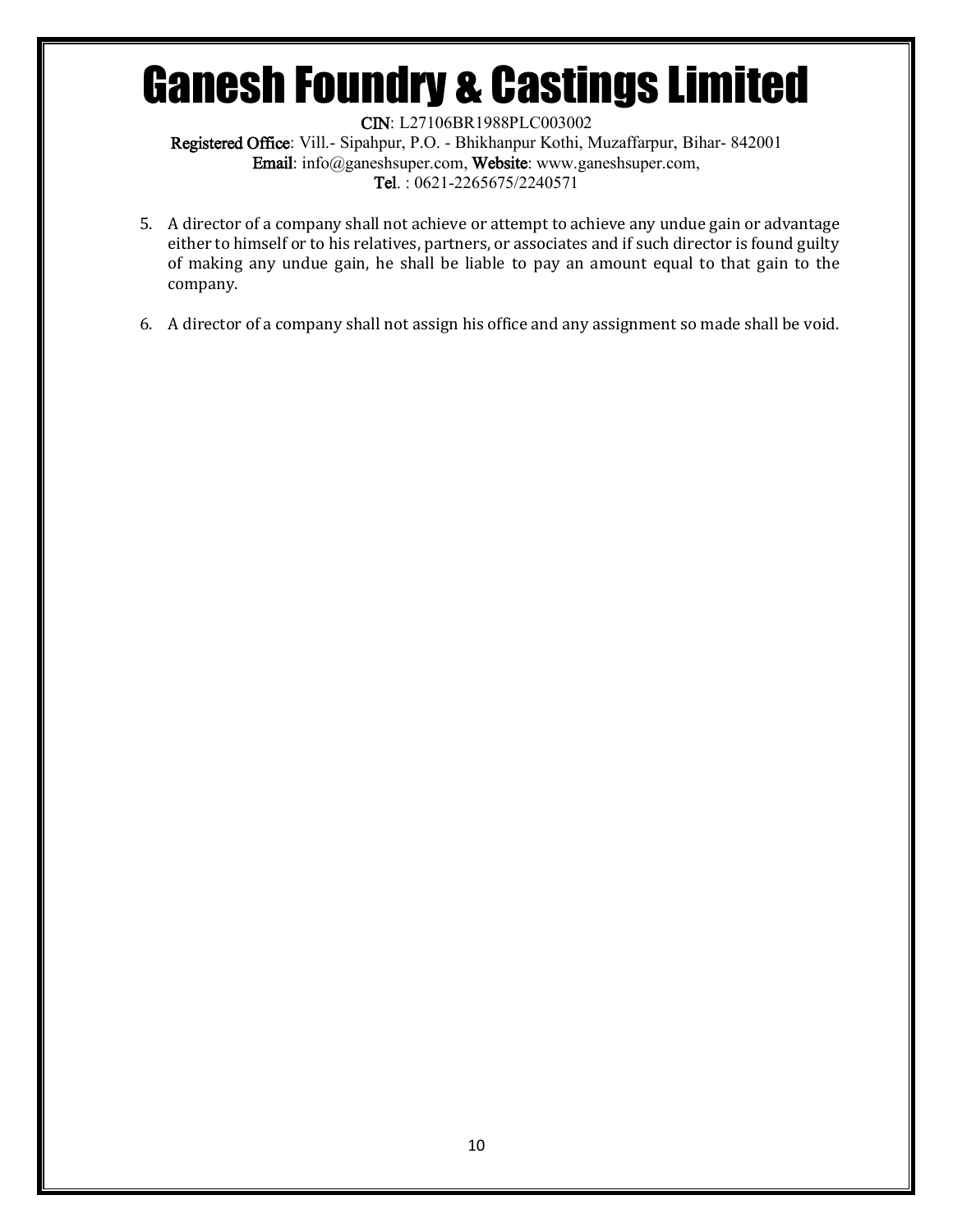5. A director of a company shall not achieve or attempt to achieve any undue gain or advantage either to himself or to his relatives, partners, or associates and if such director is found guilty of making any undue gain, he shall be liable to pay an amount equal to that gain to the company.

6. A director of a company shall not assign his office and any assignment so made shall be void.